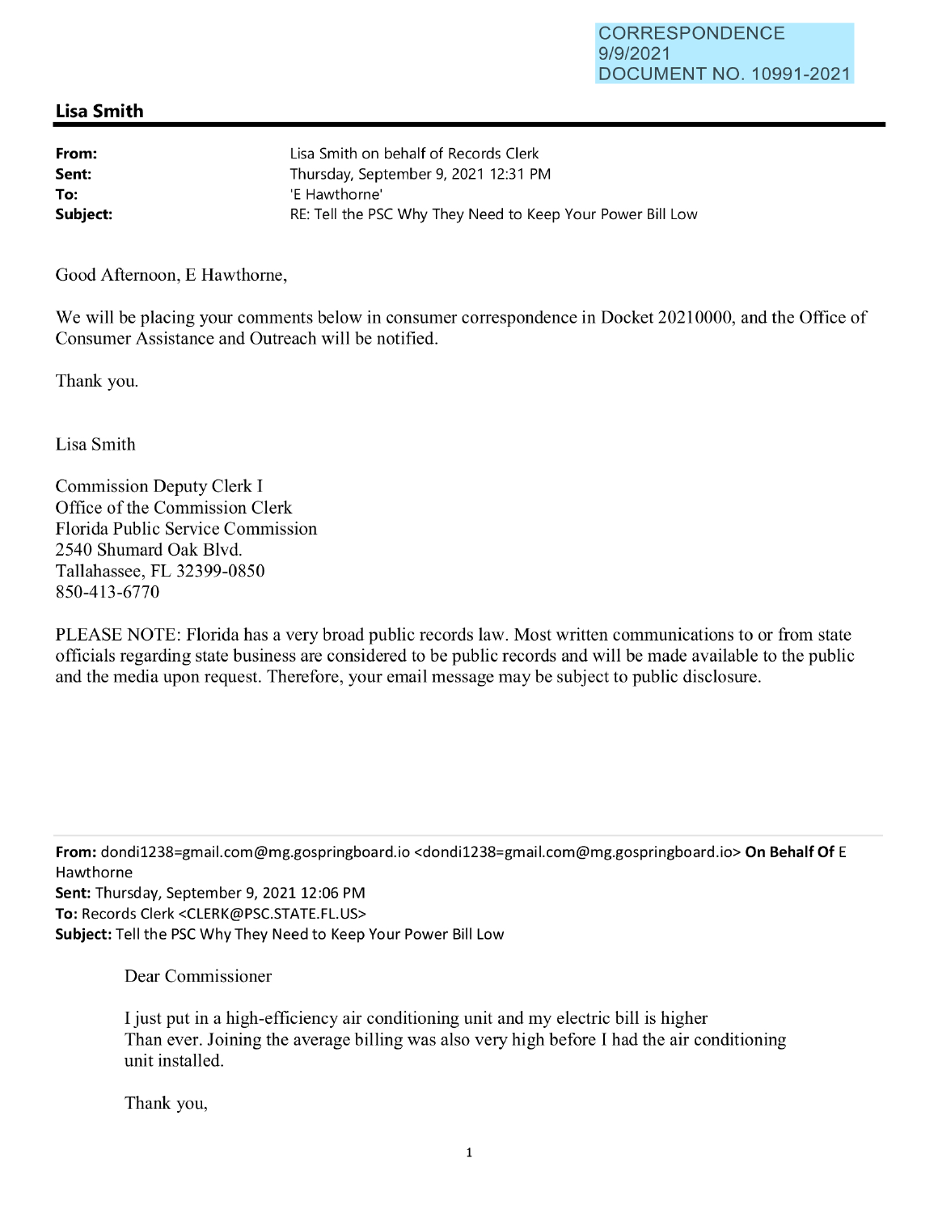CORRESPONDENCE
9/9/2021
DOCUMENT NO. 10991-2021

## Lisa Smith

**From:** Lisa Smith on behalf of Records Clerk
**Sent:** Thursday, September 9, 2021 12:31 PM
**To:** 'E Hawthorne'
**Subject:** RE: Tell the PSC Why They Need to Keep Your Power Bill Low

Good Afternoon, E Hawthorne,

We will be placing your comments below in consumer correspondence in Docket 20210000, and the Office of Consumer Assistance and Outreach will be notified.

Thank you.

Lisa Smith

Commission Deputy Clerk I
Office of the Commission Clerk
Florida Public Service Commission
2540 Shumard Oak Blvd.
Tallahassee, FL 32399-0850
850-413-6770

PLEASE NOTE: Florida has a very broad public records law. Most written communications to or from state officials regarding state business are considered to be public records and will be made available to the public and the media upon request. Therefore, your email message may be subject to public disclosure.

---

**From:** dondi1238=gmail.com@mg.gospringboard.io <dondi1238=gmail.com@mg.gospringboard.io> **On Behalf Of** E Hawthorne
**Sent:** Thursday, September 9, 2021 12:06 PM
**To:** Records Clerk <CLERK@PSC.STATE.FL.US>
**Subject:** Tell the PSC Why They Need to Keep Your Power Bill Low

Dear Commissioner

I just put in a high-efficiency air conditioning unit and my electric bill is higher
Than ever. Joining the average billing was also very high before I had the air conditioning unit installed.

Thank you,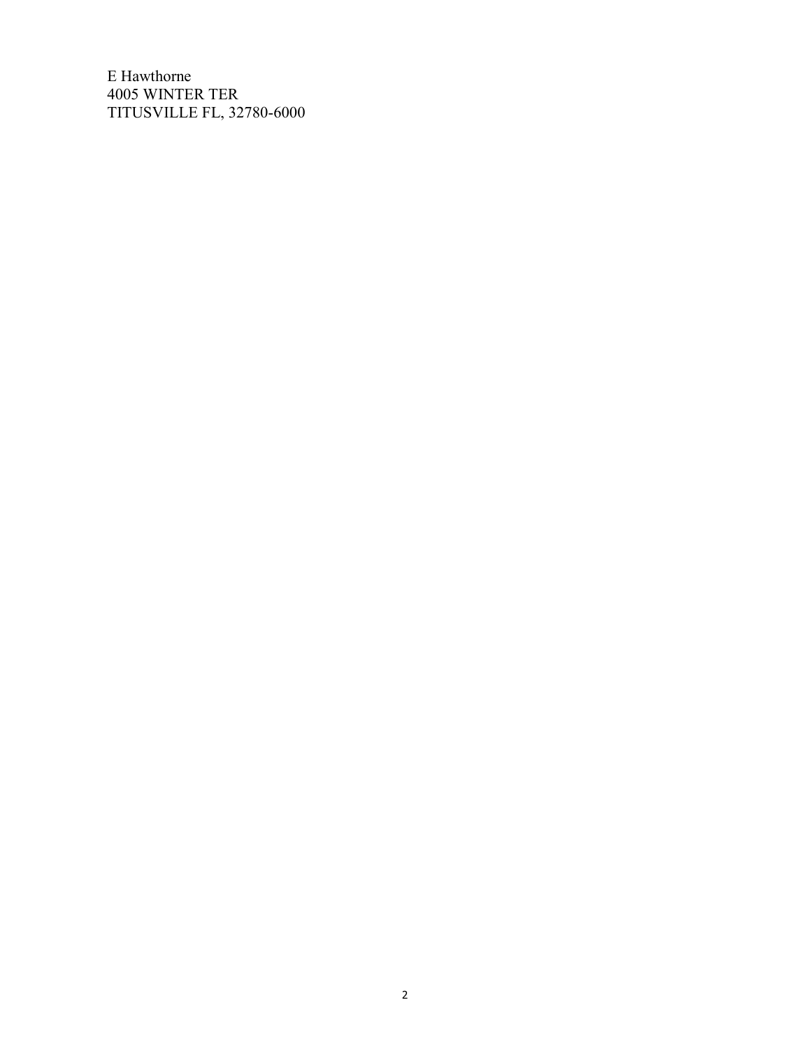E Hawthorne
4005 WINTER TER
TITUSVILLE FL, 32780-6000